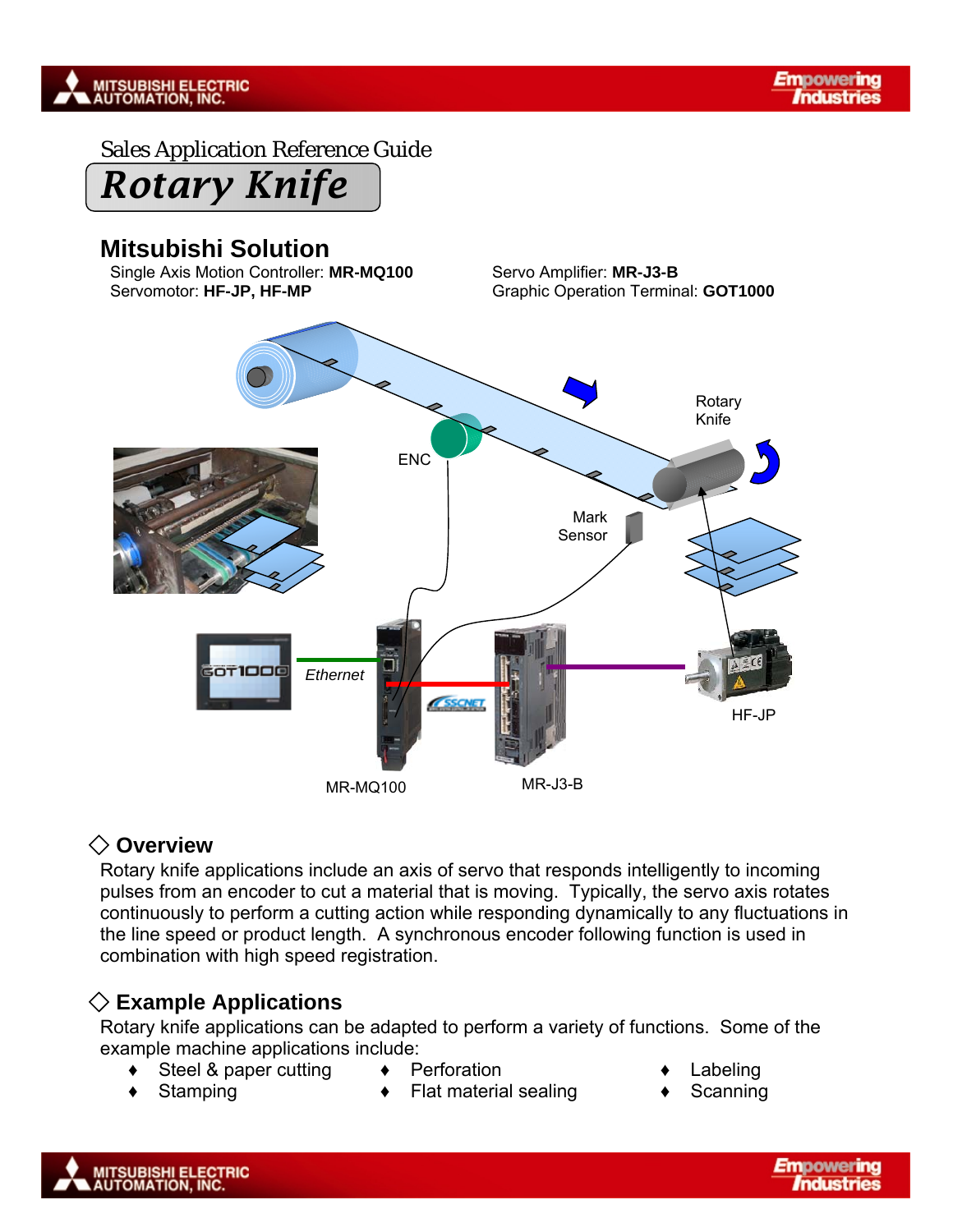Sales Application Reference Guide

# Rotary Knife

## Mitsubishi Solution

Single Axis Motion Controller: **MR-MQ100**
Servomotor: **HF-JP, HF-MP**
Servo Amplifier: **MR-J3-B**
Graphic Operation Terminal: **GOT1000**

## ◇ Overview

Rotary knife applications include an axis of servo that responds intelligently to incoming pulses from an encoder to cut a material that is moving. Typically, the servo axis rotates continuously to perform a cutting action while responding dynamically to any fluctuations in the line speed or product length. A synchronous encoder following function is used in combination with high speed registration.

## ◇ Example Applications

Rotary knife applications can be adapted to perform a variety of functions. Some of the example machine applications include:

- Steel & paper cutting
- Stamping
- Perforation
- Flat material sealing
- Labeling
- Scanning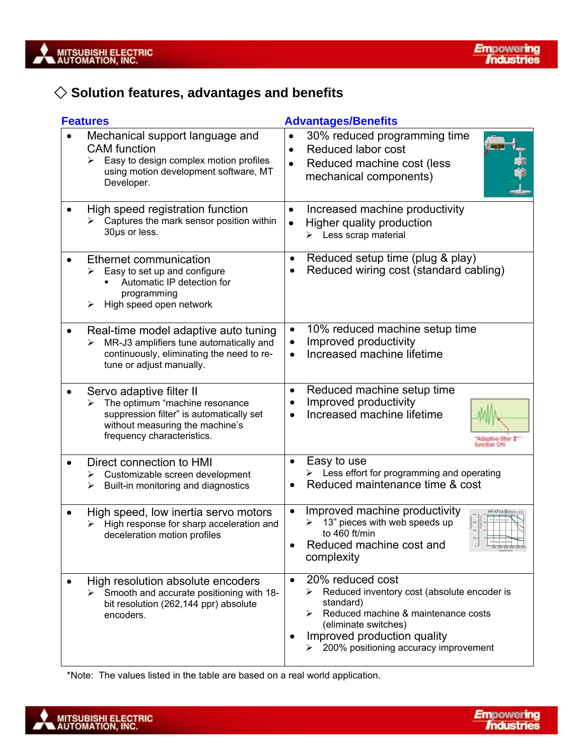## ◇ Solution features, advantages and benefits

| Features | Advantages/Benefits |
|---|---|
| • Mechanical support language and CAM function<br>➢ Easy to design complex motion profiles using motion development software, MT Developer. | • 30% reduced programming time<br>• Reduced labor cost<br>• Reduced machine cost (less mechanical components) |
| • High speed registration function<br>➢ Captures the mark sensor position within 30μs or less. | • Increased machine productivity<br>• Higher quality production<br>➢ Less scrap material |
| • Ethernet communication<br>➢ Easy to set up and configure<br>▪ Automatic IP detection for programming<br>➢ High speed open network | • Reduced setup time (plug & play)<br>• Reduced wiring cost (standard cabling) |
| • Real-time model adaptive auto tuning<br>➢ MR-J3 amplifiers tune automatically and continuously, eliminating the need to re-tune or adjust manually. | • 10% reduced machine setup time<br>• Improved productivity<br>• Increased machine lifetime |
| • Servo adaptive filter II<br>➢ The optimum "machine resonance suppression filter" is automatically set without measuring the machine's frequency characteristics. | • Reduced machine setup time<br>• Improved productivity<br>• Increased machine lifetime<br>"Adaptive filter II" function ON |
| • Direct connection to HMI<br>➢ Customizable screen development<br>➢ Built-in monitoring and diagnostics | • Easy to use<br>➢ Less effort for programming and operating<br>• Reduced maintenance time & cost |
| • High speed, low inertia servo motors<br>➢ High response for sharp acceleration and deceleration motion profiles | • Improved machine productivity<br>➢ 13" pieces with web speeds up to 460 ft/min<br>• Reduced machine cost and complexity |
| • High resolution absolute encoders<br>➢ Smooth and accurate positioning with 18-bit resolution (262,144 ppr) absolute encoders. | • 20% reduced cost<br>➢ Reduced inventory cost (absolute encoder is standard)<br>➢ Reduced machine & maintenance costs (eliminate switches)<br>• Improved production quality<br>➢ 200% positioning accuracy improvement |

*Note: The values listed in the table are based on a real world application.